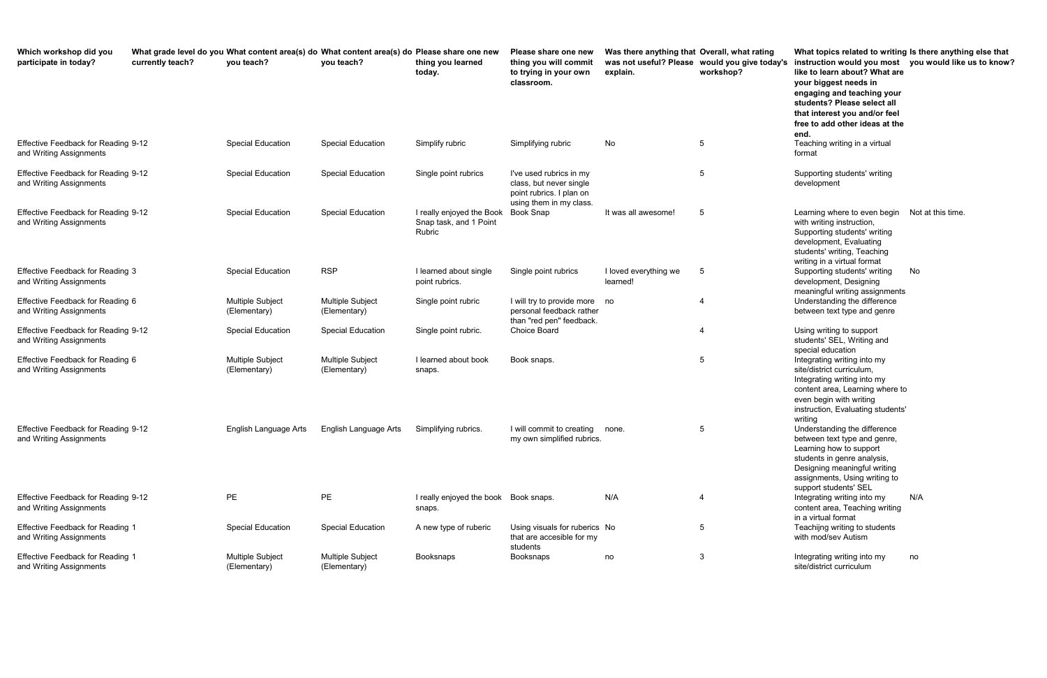| Which workshop did you participate in today? | What grade level do you currently teach? | What content area(s) do you teach? | What content area(s) do you teach? | Please share one new thing you learned today. | Please share one new thing you will commit to trying in your own classroom. | Was there anything that was not useful? Please explain. | Overall, what rating would you give today's workshop? | What topics related to writing instruction would you most like to learn about? What are your biggest needs in engaging and teaching your students? Please select all that interest you and/or feel free to add other ideas at the end. | Is there anything else that you would like us to know? |
|---|---|---|---|---|---|---|---|---|---|
| Effective Feedback for Reading and Writing Assignments | 9-12 | Special Education | Special Education | Simplify rubric | Simplifying rubric | No | 5 | Teaching writing in a virtual format | |
| Effective Feedback for Reading and Writing Assignments | 9-12 | Special Education | Special Education | Single point rubrics | I've used rubrics in my class, but never single point rubrics. I plan on using them in my class. | | 5 | Supporting students' writing development | |
| Effective Feedback for Reading and Writing Assignments | 9-12 | Special Education | Special Education | I really enjoyed the Book Snap task, and 1 Point Rubric | Book Snap | It was all awesome! | 5 | Learning where to even begin with writing instruction, Supporting students' writing development, Evaluating students' writing, Teaching writing in a virtual format | Not at this time. |
| Effective Feedback for Reading and Writing Assignments | 3 | Special Education | RSP | I learned about single point rubrics. | Single point rubrics | I loved everything we learned! | 5 | Supporting students' writing development, Designing meaningful writing assignments | No |
| Effective Feedback for Reading and Writing Assignments | 6 | Multiple Subject (Elementary) | Multiple Subject (Elementary) | Single point rubric | I will try to provide more personal feedback rather than "red pen" feedback. | no | 4 | Understanding the difference between text type and genre | |
| Effective Feedback for Reading and Writing Assignments | 9-12 | Special Education | Special Education | Single point rubric. | Choice Board | | 4 | Using writing to support students' SEL, Writing and special education | |
| Effective Feedback for Reading and Writing Assignments | 6 | Multiple Subject (Elementary) | Multiple Subject (Elementary) | I learned about book snaps. | Book snaps. | | 5 | Integrating writing into my site/district curriculum, Integrating writing into my content area, Learning where to even begin with writing instruction, Evaluating students' writing | |
| Effective Feedback for Reading and Writing Assignments | 9-12 | English Language Arts | English Language Arts | Simplifying rubrics. | I will commit to creating my own simplified rubrics. | none. | 5 | Understanding the difference between text type and genre, Learning how to support students in genre analysis, Designing meaningful writing assignments, Using writing to support students' SEL | |
| Effective Feedback for Reading and Writing Assignments | 9-12 | PE | PE | I really enjoyed the book snaps. | Book snaps. | N/A | 4 | Integrating writing into my content area, Teaching writing in a virtual format | N/A |
| Effective Feedback for Reading and Writing Assignments | 1 | Special Education | Special Education | A new type of ruberic | Using visuals for ruberics that are accesible for my students | No | 5 | Teachijng writing to students with mod/sev Autism | |
| Effective Feedback for Reading and Writing Assignments | 1 | Multiple Subject (Elementary) | Multiple Subject (Elementary) | Booksnaps | Booksnaps | no | 3 | Integrating writing into my site/district curriculum | no |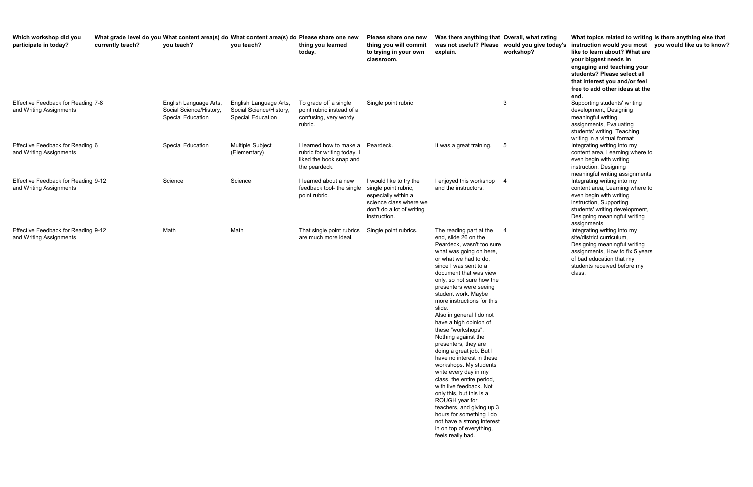| Which workshop did you participate in today? | What grade level do you currently teach? | What content area(s) do you teach? | What content area(s) do you teach? | Please share one new thing you learned today. | Please share one new thing you will commit to trying in your own classroom. | Was there anything that was not useful? Please explain. | Overall, what rating would you give today's workshop? | What topics related to writing instruction would you most like to learn about? What are your biggest needs in engaging and teaching your students? Please select all that interest you and/or feel free to add other ideas at the end. | Is there anything else that you would like us to know? |
|---|---|---|---|---|---|---|---|---|---|
| Effective Feedback for Reading and Writing Assignments | 7-8 | English Language Arts, Social Science/History, Special Education | English Language Arts, Social Science/History, Special Education | To grade off a single point rubric instead of a confusing, very wordy rubric. | Single point rubric | | 3 | Supporting students' writing development, Designing meaningful writing assignments, Evaluating students' writing, Teaching writing in a virtual format | |
| Effective Feedback for Reading and Writing Assignments | 6 | Special Education | Multiple Subject (Elementary) | I learned how to make a rubric for writing today. I liked the book snap and the peardeck. | Peardeck. | It was a great training. | 5 | Integrating writing into my content area, Learning where to even begin with writing instruction, Designing meaningful writing assignments | |
| Effective Feedback for Reading and Writing Assignments | 9-12 | Science | Science | I learned about a new feedback tool- the single point rubric. | I would like to try the single point rubric, especially within a science class where we don't do a lot of writing instruction. | I enjoyed this workshop and the instructors. | 4 | Integrating writing into my content area, Learning where to even begin with writing instruction, Supporting students' writing development, Designing meaningful writing assignments | |
| Effective Feedback for Reading and Writing Assignments | 9-12 | Math | Math | That single point rubrics are much more ideal. | Single point rubrics. | The reading part at the end, slide 26 on the Peardeck, wasn't too sure what was going on here, or what we had to do, since I was sent to a document that was view only, so not sure how the presenters were seeing student work. Maybe more instructions for this slide. Also in general I do not have a high opinion of these "workshops". Nothing against the presenters, they are doing a great job. But I have no interest in these workshops. My students write every day in my class, the entire period, with live feedback. Not only this, but this is a ROUGH year for teachers, and giving up 3 hours for something I do not have a strong interest in on top of everything, feels really bad. | 4 | Integrating writing into my site/district curriculum, Designing meaningful writing assignments, How to fix 5 years of bad education that my students received before my class. | |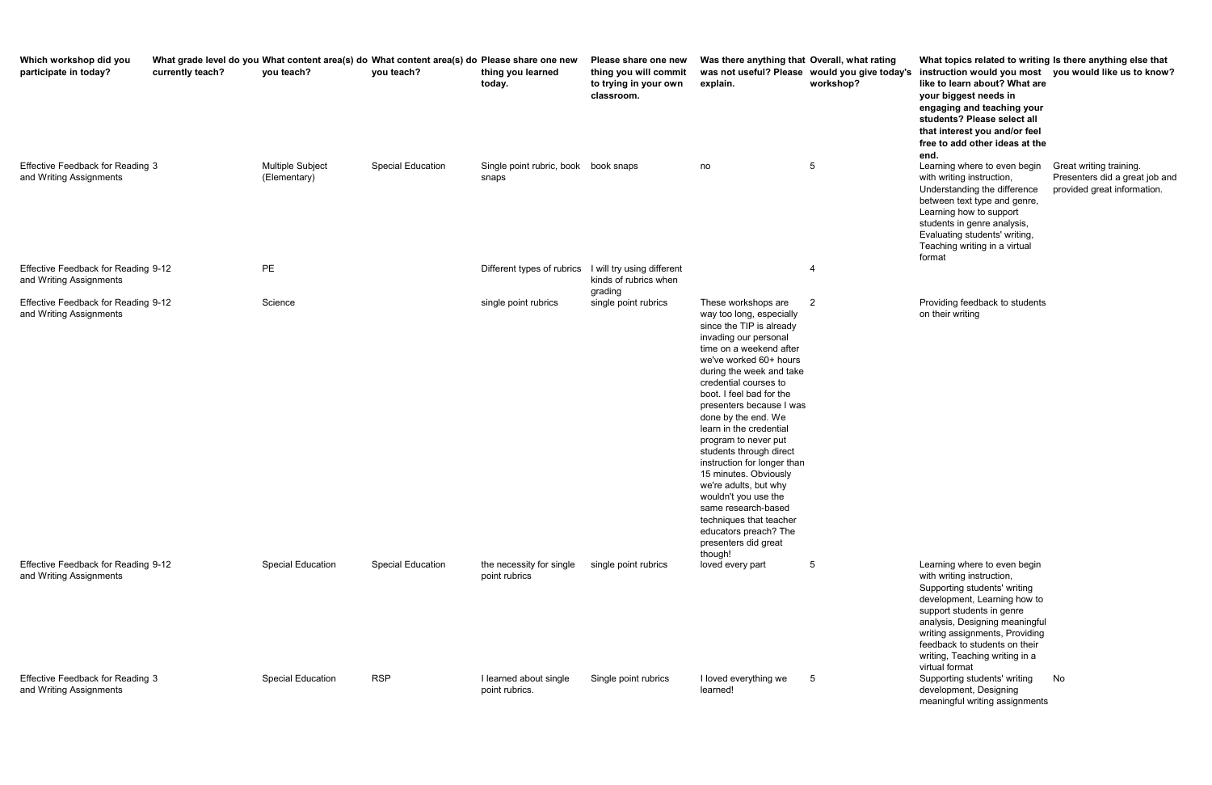| Which workshop did you participate in today? | What grade level do you currently teach? | What content area(s) do you teach? | What content area(s) do you teach? | Please share one new thing you learned today. | Please share one new thing you will commit to trying in your own classroom. | Was there anything that was not useful? Please explain. | Overall, what rating would you give today's workshop? | What topics related to writing instruction would you most like to learn about? What are your biggest needs in engaging and teaching your students? Please select all that interest you and/or feel free to add other ideas at the end. | Is there anything else that you would like us to know? |
|---|---|---|---|---|---|---|---|---|---|
| Effective Feedback for Reading and Writing Assignments | 3 | Multiple Subject (Elementary) | Special Education | Single point rubric, book snaps | book snaps | no | 5 | Learning where to even begin with writing instruction, Understanding the difference between text type and genre, Learning how to support students in genre analysis, Evaluating students' writing, Teaching writing in a virtual format | Great writing training. Presenters did a great job and provided great information. |
| Effective Feedback for Reading and Writing Assignments | 9-12 | PE | | Different types of rubrics | I will try using different kinds of rubrics when grading | | 4 | | |
| Effective Feedback for Reading and Writing Assignments | 9-12 | Science | | single point rubrics | single point rubrics | These workshops are way too long, especially since the TIP is already invading our personal time on a weekend after we've worked 60+ hours during the week and take credential courses to boot. I feel bad for the presenters because I was done by the end. We learn in the credential program to never put students through direct instruction for longer than 15 minutes. Obviously we're adults, but why wouldn't you use the same research-based techniques that teacher educators preach? The presenters did great though! | 2 | Providing feedback to students on their writing | |
| Effective Feedback for Reading and Writing Assignments | 9-12 | Special Education | Special Education | the necessity for single point rubrics | single point rubrics | loved every part | 5 | Learning where to even begin with writing instruction, Supporting students' writing development, Learning how to support students in genre analysis, Designing meaningful writing assignments, Providing feedback to students on their writing, Teaching writing in a virtual format | |
| Effective Feedback for Reading and Writing Assignments | 3 | Special Education | RSP | I learned about single point rubrics. | Single point rubrics | I loved everything we learned! | 5 | Supporting students' writing development, Designing meaningful writing assignments | No |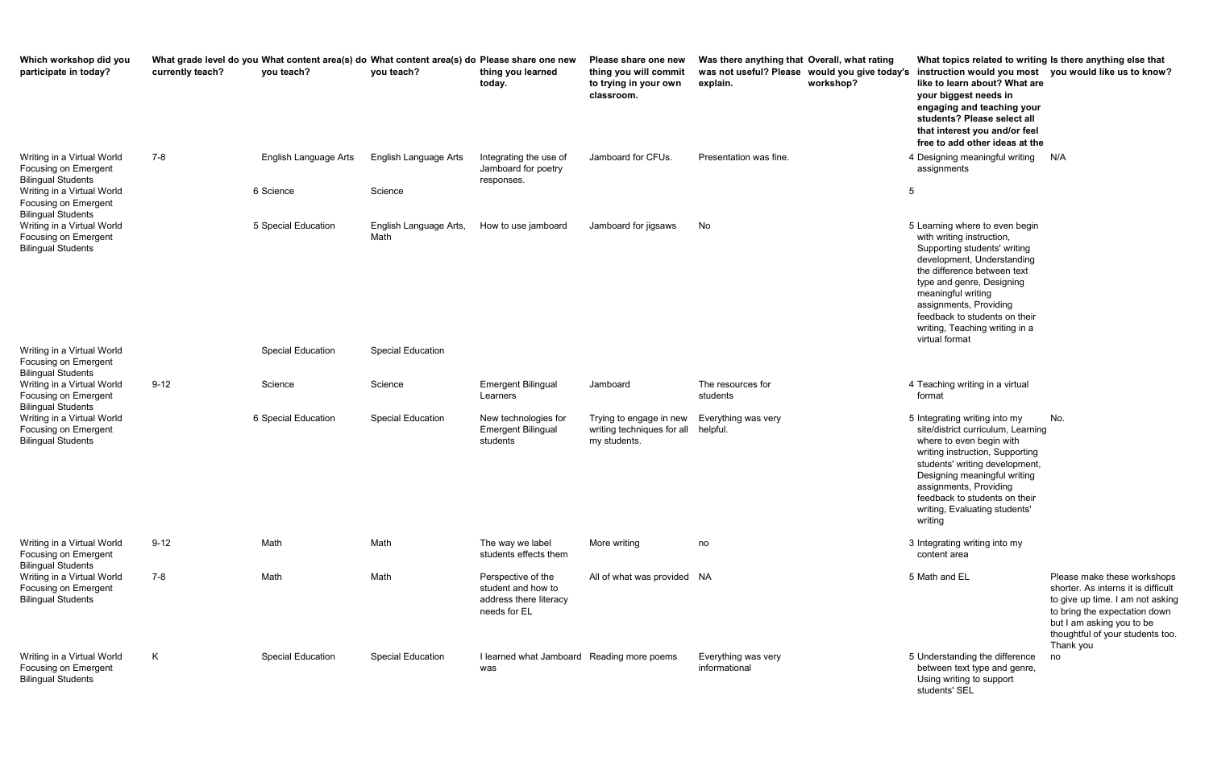| Which workshop did you participate in today? | What grade level do you currently teach? | What content area(s) do you teach? | What content area(s) do you teach? | Please share one new thing you learned today. | Please share one new thing you will commit to trying in your own classroom. | Was there anything that was not useful? Please explain. | Overall, what rating would you give today's workshop? | What topics related to writing instruction would you most like to learn about? What are your biggest needs in engaging and teaching your students? Please select all that interest you and/or feel free to add other ideas at the | Is there anything else that you would like us to know? |
|---|---|---|---|---|---|---|---|---|---|
| Writing in a Virtual World Focusing on Emergent Bilingual Students | 7-8 | English Language Arts | English Language Arts | Integrating the use of Jamboard for poetry responses. | Jamboard for CFUs. | Presentation was fine. | 4 | Designing meaningful writing assignments | N/A |
| Writing in a Virtual World Focusing on Emergent Bilingual Students | 6 | Science | Science | | | | 5 | | |
| Writing in a Virtual World Focusing on Emergent Bilingual Students | 5 | Special Education | English Language Arts, Math | How to use jamboard | Jamboard for jigsaws | No | 5 | Learning where to even begin with writing instruction, Supporting students' writing development, Understanding the difference between text type and genre, Designing meaningful writing assignments, Providing feedback to students on their writing, Teaching writing in a virtual format | |
| Writing in a Virtual World Focusing on Emergent Bilingual Students | | Special Education | Special Education | | | | | | |
| Writing in a Virtual World Focusing on Emergent Bilingual Students | 9-12 | Science | Science | Emergent Bilingual Learners | Jamboard | The resources for students | 4 | Teaching writing in a virtual format | |
| Writing in a Virtual World Focusing on Emergent Bilingual Students | 6 | Special Education | Special Education | New technologies for Emergent Bilingual students | Trying to engage in new writing techniques for all my students. | Everything was very helpful. | 5 | Integrating writing into my site/district curriculum, Learning where to even begin with writing instruction, Supporting students' writing development, Designing meaningful writing assignments, Providing feedback to students on their writing, Evaluating students' writing | No. |
| Writing in a Virtual World Focusing on Emergent Bilingual Students | 9-12 | Math | Math | The way we label students effects them | More writing | no | 3 | Integrating writing into my content area | |
| Writing in a Virtual World Focusing on Emergent Bilingual Students | 7-8 | Math | Math | Perspective of the student and how to address there literacy needs for EL | All of what was provided | NA | 5 | Math and EL | Please make these workshops shorter. As interns it is difficult to give up time. I am not asking to bring the expectation down but I am asking you to be thoughtful of your students too. Thank you |
| Writing in a Virtual World Focusing on Emergent Bilingual Students | K | Special Education | Special Education | I learned what Jamboard was | Reading more poems | Everything was very informational | 5 | Understanding the difference between text type and genre, Using writing to support students' SEL | no |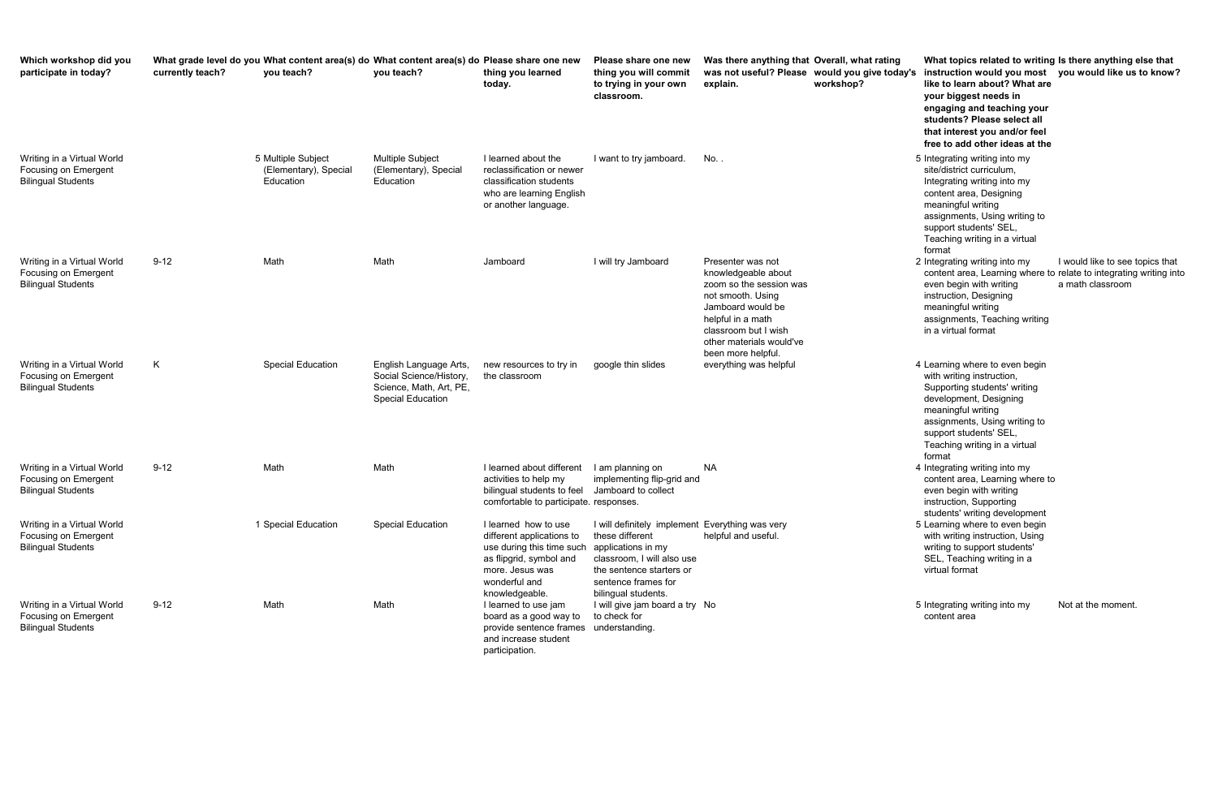| Which workshop did you participate in today? | What grade level do you currently teach? | What content area(s) do you teach? | What content area(s) do you teach? | Please share one new thing you learned today. | Please share one new thing you will commit to trying in your own classroom. | Was there anything that was not useful? Please explain. | Overall, what rating would you give today's workshop? | What topics related to writing instruction would you most like to learn about? What are your biggest needs in engaging and teaching your students? Please select all that interest you and/or feel free to add other ideas at the | Is there anything else that you would like us to know? |
|---|---|---|---|---|---|---|---|---|---|
| Writing in a Virtual World Focusing on Emergent Bilingual Students | 5 | Multiple Subject (Elementary), Special Education | Multiple Subject (Elementary), Special Education | I learned about the reclassification or newer classification students who are learning English or another language. | I want to try jamboard. | No. . | 5 | Integrating writing into my site/district curriculum, Integrating writing into my content area, Designing meaningful writing assignments, Using writing to support students' SEL, Teaching writing in a virtual format | |
| Writing in a Virtual World Focusing on Emergent Bilingual Students | 9-12 | Math | Math | Jamboard | I will try Jamboard | Presenter was not knowledgeable about zoom so the session was not smooth. Using Jamboard would be helpful in a math classroom but I wish other materials would've been more helpful. | 2 | Integrating writing into my content area, Learning where to even begin with writing instruction, Designing meaningful writing assignments, Teaching writing in a virtual format | I would like to see topics that relate to integrating writing into a math classroom |
| Writing in a Virtual World Focusing on Emergent Bilingual Students | K | Special Education | English Language Arts, Social Science/History, Science, Math, Art, PE, Special Education | new resources to try in the classroom | google thin slides | everything was helpful | 4 | Learning where to even begin with writing instruction, Supporting students' writing development, Designing meaningful writing assignments, Using writing to support students' SEL, Teaching writing in a virtual format | |
| Writing in a Virtual World Focusing on Emergent Bilingual Students | 9-12 | Math | Math | I learned about different activities to help my bilingual students to feel comfortable to participate. | I am planning on implementing flip-grid and Jamboard to collect responses. | NA | 4 | Integrating writing into my content area, Learning where to even begin with writing instruction, Supporting students' writing development | |
| Writing in a Virtual World Focusing on Emergent Bilingual Students | 1 | Special Education | Special Education | I learned how to use different applications to use during this time such as flipgrid, symbol and more. Jesus was wonderful and knowledgeable. | I will definitely implement these different applications in my classroom, I will also use the sentence starters or sentence frames for bilingual students. | Everything was very helpful and useful. | 5 | Learning where to even begin with writing instruction, Using writing to support students' SEL, Teaching writing in a virtual format | |
| Writing in a Virtual World Focusing on Emergent Bilingual Students | 9-12 | Math | Math | I learned to use jam board as a good way to provide sentence frames and increase student participation. | I will give jam board a try to check for understanding. | No | 5 | Integrating writing into my content area | Not at the moment. |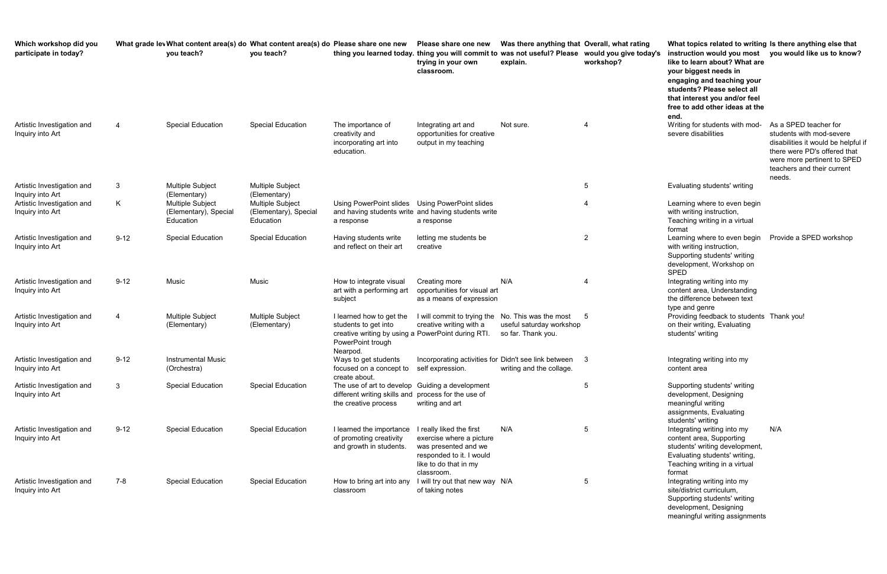| Which workshop did you participate in today? | What grade lev | What content area(s) do you teach? | What content area(s) do you teach? | Please share one new thing you learned today. | Please share one new thing you will commit to trying in your own classroom. | Was there anything that was not useful? Please explain. | Overall, what rating would you give today's workshop? | What topics related to writing instruction would you most like to learn about? What are your biggest needs in engaging and teaching your students? Please select all that interest you and/or feel free to add other ideas at the end. | Is there anything else that you would like us to know? |
|---|---|---|---|---|---|---|---|---|---|
| Artistic Investigation and Inquiry into Art | 4 | Special Education | Special Education | The importance of creativity and incorporating art into education. | Integrating art and opportunities for creative output in my teaching | Not sure. | 4 | Writing for students with mod-severe disabilities | As a SPED teacher for students with mod-severe disabilities it would be helpful if there were PD's offered that were more pertinent to SPED teachers and their current needs. |
| Artistic Investigation and Inquiry into Art | 3 | Multiple Subject (Elementary) | Multiple Subject (Elementary) | | | | 5 | Evaluating students' writing | |
| Artistic Investigation and Inquiry into Art | K | Multiple Subject (Elementary), Special Education | Multiple Subject (Elementary), Special Education | Using PowerPoint slides and having students write a response | Using PowerPoint slides and having students write a response | | 4 | Learning where to even begin with writing instruction, Teaching writing in a virtual format | |
| Artistic Investigation and Inquiry into Art | 9-12 | Special Education | Special Education | Having students write and reflect on their art | letting me students be creative | | 2 | Learning where to even begin with writing instruction, Supporting students' writing development, Workshop on SPED | Provide a SPED workshop |
| Artistic Investigation and Inquiry into Art | 9-12 | Music | Music | How to integrate visual art with a performing art subject | Creating more opportunities for visual art as a means of expression | N/A | 4 | Integrating writing into my content area, Understanding the difference between text type and genre | |
| Artistic Investigation and Inquiry into Art | 4 | Multiple Subject (Elementary) | Multiple Subject (Elementary) | I learned how to get the students to get into creative writing by using a PowerPoint trough Nearpod. | I will commit to trying the creative writing with a PowerPoint during RTI. | No. This was the most useful saturday workshop so far. Thank you. | 5 | Providing feedback to students on their writing, Evaluating students' writing | Thank you! |
| Artistic Investigation and Inquiry into Art | 9-12 | Instrumental Music (Orchestra) | | Ways to get students focused on a concept to create about. | Incorporating activities for self expression. | Didn't see link between writing and the collage. | 3 | Integrating writing into my content area | |
| Artistic Investigation and Inquiry into Art | 3 | Special Education | Special Education | The use of art to develop different writing skills and the creative process | Guiding a development process for the use of writing and art | | 5 | Supporting students' writing development, Designing meaningful writing assignments, Evaluating students' writing | |
| Artistic Investigation and Inquiry into Art | 9-12 | Special Education | Special Education | I learned the importance of promoting creativity and growth in students. | I really liked the first exercise where a picture was presented and we responded to it. I would like to do that in my classroom. | N/A | 5 | Integrating writing into my content area, Supporting students' writing development, Evaluating students' writing, Teaching writing in a virtual format | N/A |
| Artistic Investigation and Inquiry into Art | 7-8 | Special Education | Special Education | How to bring art into any classroom | I will try out that new way of taking notes | N/A | 5 | Integrating writing into my site/district curriculum, Supporting students' writing development, Designing meaningful writing assignments | |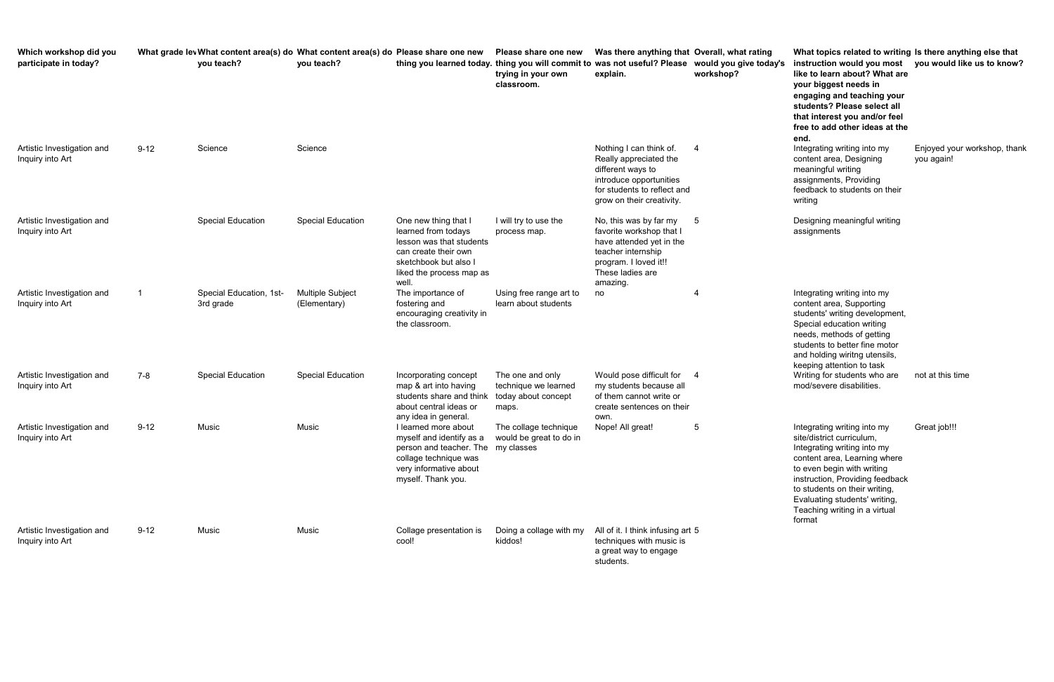| Which workshop did you participate in today? | What grade lev | What content area(s) do you teach? | What content area(s) do you teach? | Please share one new thing you learned today. | Please share one new thing you will commit to trying in your own classroom. | Was there anything that was not useful? Please explain. | Overall, what rating would you give today's workshop? | What topics related to writing instruction would you most like to learn about? What are your biggest needs in engaging and teaching your students? Please select all that interest you and/or feel free to add other ideas at the end. | Is there anything else that you would like us to know? |
|---|---|---|---|---|---|---|---|---|---|
| Artistic Investigation and Inquiry into Art | 9-12 | Science | Science | | | Nothing I can think of. Really appreciated the different ways to introduce opportunities for students to reflect and grow on their creativity. | 4 | Integrating writing into my content area, Designing meaningful writing assignments, Providing feedback to students on their writing | Enjoyed your workshop, thank you again! |
| Artistic Investigation and Inquiry into Art | | Special Education | Special Education | One new thing that I learned from todays lesson was that students can create their own sketchbook but also I liked the process map as well. | I will try to use the process map. | No, this was by far my favorite workshop that I have attended yet in the teacher internship program. I loved it!! These ladies are amazing. | 5 | Designing meaningful writing assignments | |
| Artistic Investigation and Inquiry into Art | 1 | Special Education, 1st-3rd grade | Multiple Subject (Elementary) | The importance of fostering and encouraging creativity in the classroom. | Using free range art to learn about students | no | 4 | Integrating writing into my content area, Supporting students' writing development, Special education writing needs, methods of getting students to better fine motor and holding writng utensils, keeping attention to task | |
| Artistic Investigation and Inquiry into Art | 7-8 | Special Education | Special Education | Incorporating concept map & art into having students share and think about central ideas or any idea in general. | The one and only technique we learned today about concept maps. | Would pose difficult for my students because all of them cannot write or create sentences on their own. | 4 | Writing for students who are mod/severe disabilities. | not at this time |
| Artistic Investigation and Inquiry into Art | 9-12 | Music | Music | I learned more about myself and identify as a person and teacher. The collage technique was very informative about myself. Thank you. | The collage technique would be great to do in my classes | Nope! All great! | 5 | Integrating writing into my site/district curriculum, Integrating writing into my content area, Learning where to even begin with writing instruction, Providing feedback to students on their writing, Evaluating students' writing, Teaching writing in a virtual format | Great job!!! |
| Artistic Investigation and Inquiry into Art | 9-12 | Music | Music | Collage presentation is cool! | Doing a collage with my kiddos! | All of it. I think infusing art techniques with music is a great way to engage students. | 5 | | |